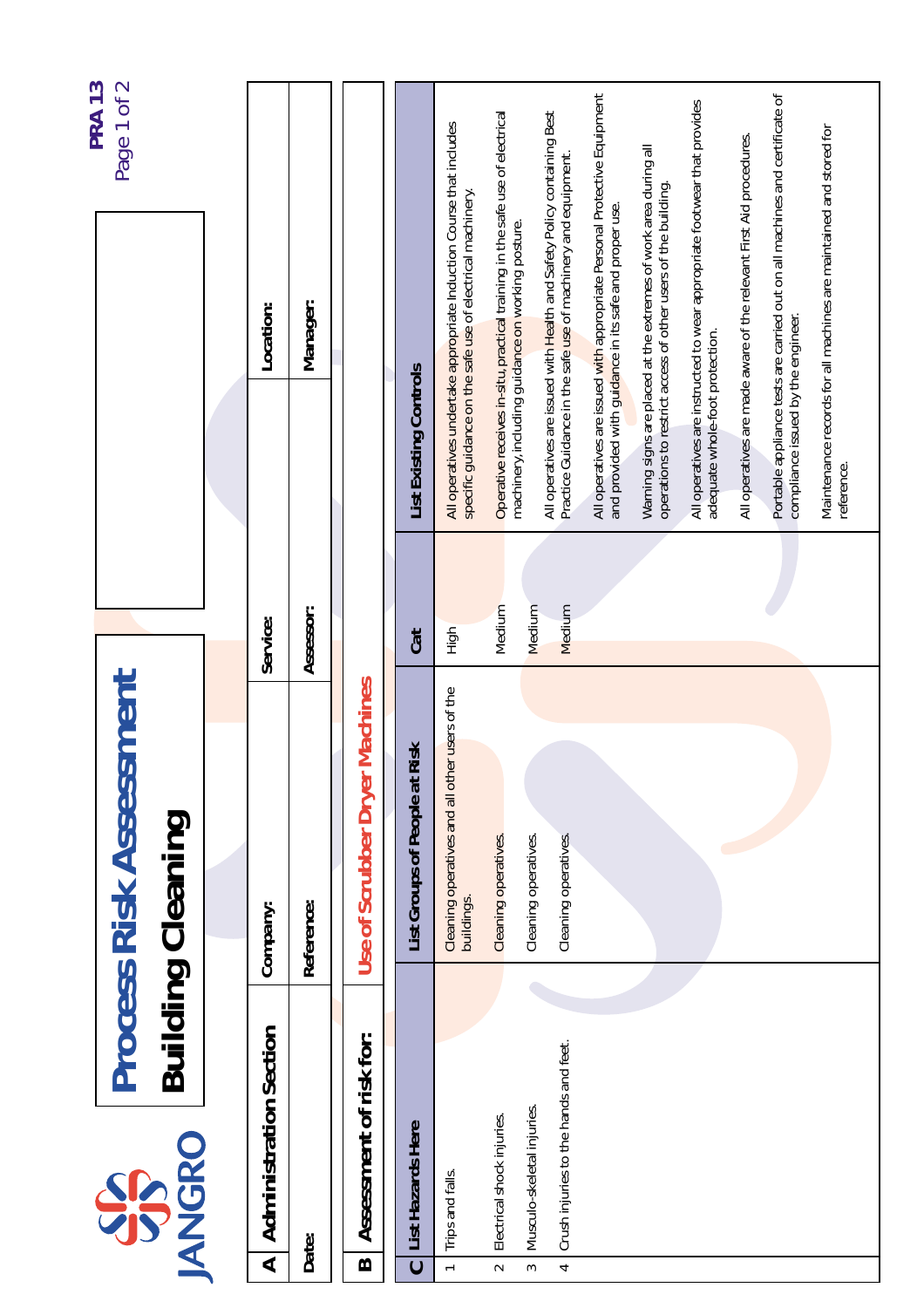JANGRO

# Process Risk Assessment

## Building Cleaning

PRA 13

| A | Administration Section | Company: | Service: | Location: |
|---|---|---|---|---|
| | Date: | Reference: | Assessor: | Manager: |

| B | Assessment of risk for: | Use of Scrubber Dryer Machines |
|---|---|---|

| C | List Hazards Here | List Groups of People at Risk | Cat | List Existing Controls |
|---|---|---|---|---|
| 1 | Trips and falls. | Cleaning operatives and all other users of the buildings. | High | All operatives undertake appropriate Induction Course that includes specific guidance on the safe use of electrical machinery. |
| 2 | Electrical shock injuries. | Cleaning operatives. | Medium | Operative receives in-situ, practical training in the safe use of electrical machinery, including guidance on working posture. |
| 3 | Musculo-skeletal injuries. | Cleaning operatives. | Medium | All operatives are issued with Health and Safety Policy containing Best Practice Guidance in the safe use of machinery and equipment. |
| 4 | Crush injuries to the hands and feet. | Cleaning operatives. | Medium | All operatives are issued with appropriate Personal Protective Equipment and provided with guidance in its safe and proper use. |
| | | | | Warning signs are placed at the extremes of work area during all operations to restrict access of other users of the building. |
| | | | | All operatives are instructed to wear appropriate footwear that provides adequate whole-foot protection. |
| | | | | All operatives are made aware of the relevant First Aid procedures. |
| | | | | Portable appliance tests are carried out on all machines and certificate of compliance issued by the engineer. |
| | | | | Maintenance records for all machines are maintained and stored for reference. |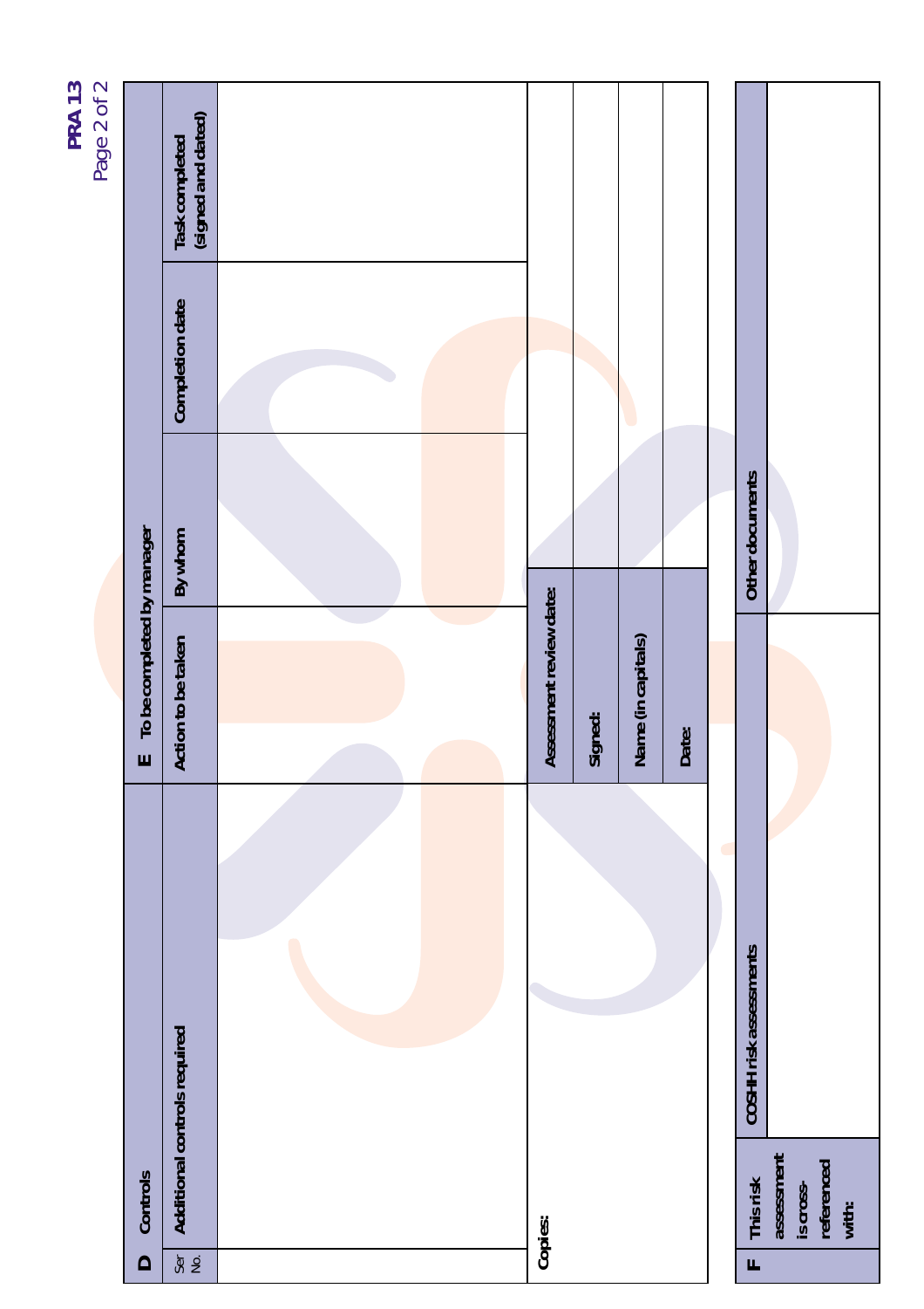## D Controls

## E To be completed by manager

| Ser No. | Additional controls required | Action to be taken | By whom | Completion date | Task completed (signed and dated) |
| --- | --- | --- | --- | --- | --- |
| | | | | | |

| | |
| --- | --- |
| Copies: | |
| Assessment review date: | |
| Signed: | |
| Name (in capitals): | |
| Date: | |

## F

| This risk assessment is cross-referenced with: | COSHH risk assessments | Other documents |
| --- | --- | --- |
| | | |